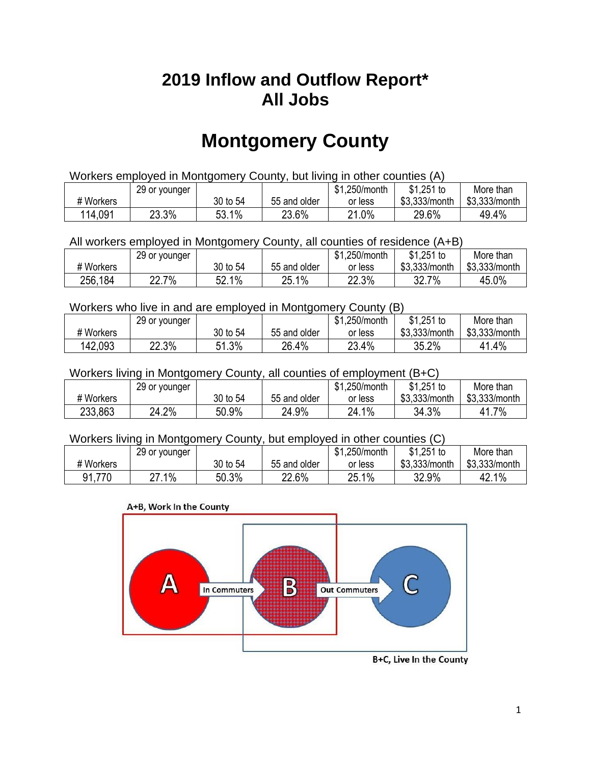# 2019 Inflow and Outflow Report*
# All Jobs

# Montgomery County

Workers employed in Montgomery County, but living in other counties (A)

| # Workers | 29 or younger | 30 to 54 | 55 and older | $1,250/month or less | $1,251 to $3,333/month | More than $3,333/month |
|---|---|---|---|---|---|---|
| 114,091 | 23.3% | 53.1% | 23.6% | 21.0% | 29.6% | 49.4% |

All workers employed in Montgomery County, all counties of residence (A+B)

| # Workers | 29 or younger | 30 to 54 | 55 and older | $1,250/month or less | $1,251 to $3,333/month | More than $3,333/month |
|---|---|---|---|---|---|---|
| 256,184 | 22.7% | 52.1% | 25.1% | 22.3% | 32.7% | 45.0% |

Workers who live in and are employed in Montgomery County (B)

| # Workers | 29 or younger | 30 to 54 | 55 and older | $1,250/month or less | $1,251 to $3,333/month | More than $3,333/month |
|---|---|---|---|---|---|---|
| 142,093 | 22.3% | 51.3% | 26.4% | 23.4% | 35.2% | 41.4% |

Workers living in Montgomery County, all counties of employment (B+C)

| # Workers | 29 or younger | 30 to 54 | 55 and older | $1,250/month or less | $1,251 to $3,333/month | More than $3,333/month |
|---|---|---|---|---|---|---|
| 233,863 | 24.2% | 50.9% | 24.9% | 24.1% | 34.3% | 41.7% |

Workers living in Montgomery County, but employed in other counties (C)

| # Workers | 29 or younger | 30 to 54 | 55 and older | $1,250/month or less | $1,251 to $3,333/month | More than $3,333/month |
|---|---|---|---|---|---|---|
| 91,770 | 27.1% | 50.3% | 22.6% | 25.1% | 32.9% | 42.1% |

A+B, Work In the County

A → In Commuters → B → Out Commuters → C

B+C, Live In the County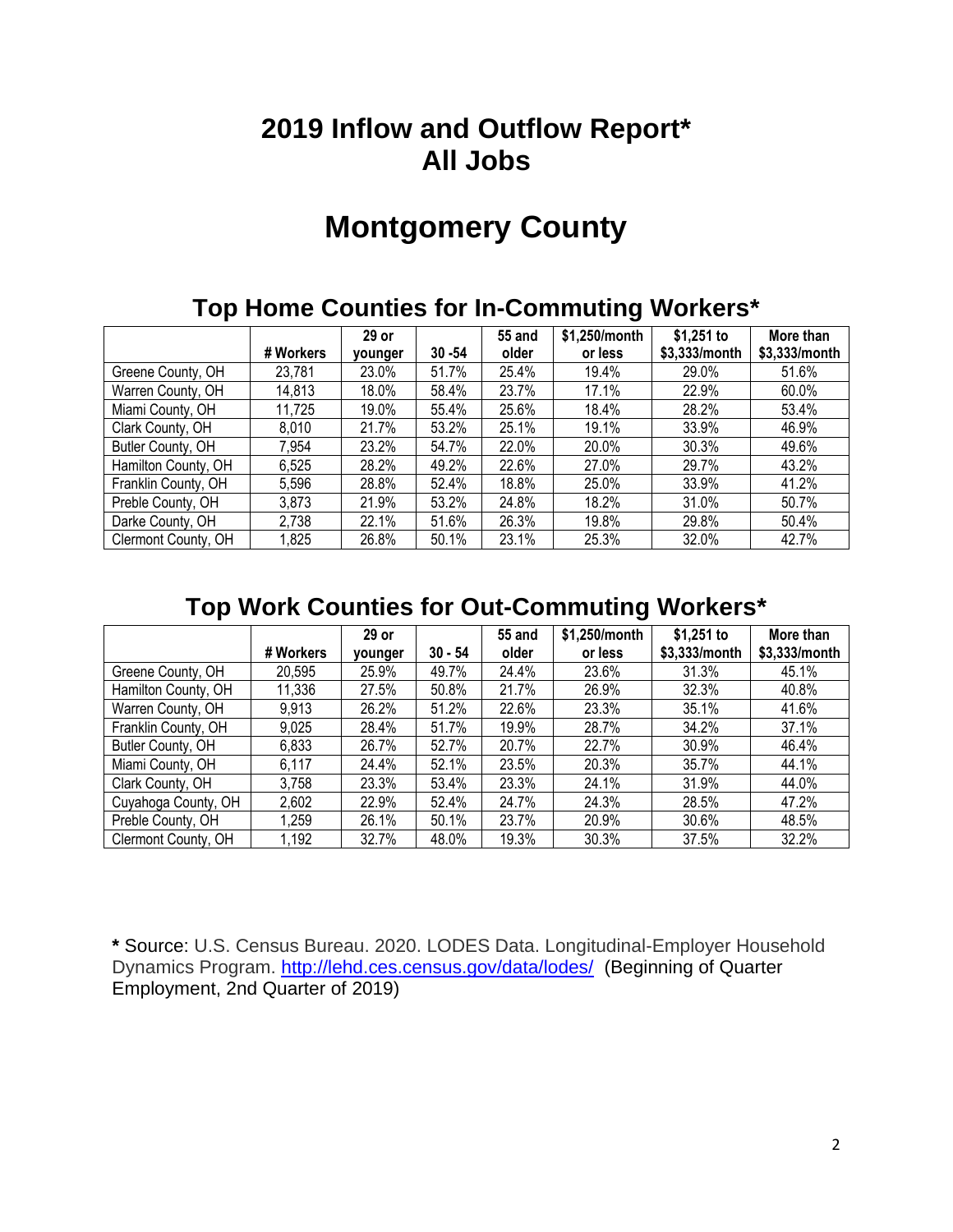# 2019 Inflow and Outflow Report*
# All Jobs

# Montgomery County

## Top Home Counties for In-Commuting Workers*

| | # Workers | 29 or younger | 30 -54 | 55 and older | $1,250/month or less | $1,251 to $3,333/month | More than $3,333/month |
|---|---|---|---|---|---|---|---|
| Greene County, OH | 23,781 | 23.0% | 51.7% | 25.4% | 19.4% | 29.0% | 51.6% |
| Warren County, OH | 14,813 | 18.0% | 58.4% | 23.7% | 17.1% | 22.9% | 60.0% |
| Miami County, OH | 11,725 | 19.0% | 55.4% | 25.6% | 18.4% | 28.2% | 53.4% |
| Clark County, OH | 8,010 | 21.7% | 53.2% | 25.1% | 19.1% | 33.9% | 46.9% |
| Butler County, OH | 7,954 | 23.2% | 54.7% | 22.0% | 20.0% | 30.3% | 49.6% |
| Hamilton County, OH | 6,525 | 28.2% | 49.2% | 22.6% | 27.0% | 29.7% | 43.2% |
| Franklin County, OH | 5,596 | 28.8% | 52.4% | 18.8% | 25.0% | 33.9% | 41.2% |
| Preble County, OH | 3,873 | 21.9% | 53.2% | 24.8% | 18.2% | 31.0% | 50.7% |
| Darke County, OH | 2,738 | 22.1% | 51.6% | 26.3% | 19.8% | 29.8% | 50.4% |
| Clermont County, OH | 1,825 | 26.8% | 50.1% | 23.1% | 25.3% | 32.0% | 42.7% |

## Top Work Counties for Out-Commuting Workers*

| | # Workers | 29 or younger | 30 - 54 | 55 and older | $1,250/month or less | $1,251 to $3,333/month | More than $3,333/month |
|---|---|---|---|---|---|---|---|
| Greene County, OH | 20,595 | 25.9% | 49.7% | 24.4% | 23.6% | 31.3% | 45.1% |
| Hamilton County, OH | 11,336 | 27.5% | 50.8% | 21.7% | 26.9% | 32.3% | 40.8% |
| Warren County, OH | 9,913 | 26.2% | 51.2% | 22.6% | 23.3% | 35.1% | 41.6% |
| Franklin County, OH | 9,025 | 28.4% | 51.7% | 19.9% | 28.7% | 34.2% | 37.1% |
| Butler County, OH | 6,833 | 26.7% | 52.7% | 20.7% | 22.7% | 30.9% | 46.4% |
| Miami County, OH | 6,117 | 24.4% | 52.1% | 23.5% | 20.3% | 35.7% | 44.1% |
| Clark County, OH | 3,758 | 23.3% | 53.4% | 23.3% | 24.1% | 31.9% | 44.0% |
| Cuyahoga County, OH | 2,602 | 22.9% | 52.4% | 24.7% | 24.3% | 28.5% | 47.2% |
| Preble County, OH | 1,259 | 26.1% | 50.1% | 23.7% | 20.9% | 30.6% | 48.5% |
| Clermont County, OH | 1,192 | 32.7% | 48.0% | 19.3% | 30.3% | 37.5% | 32.2% |

**\*** Source: U.S. Census Bureau. 2020. LODES Data. Longitudinal-Employer Household Dynamics Program. http://lehd.ces.census.gov/data/lodes/ (Beginning of Quarter Employment, 2nd Quarter of 2019)